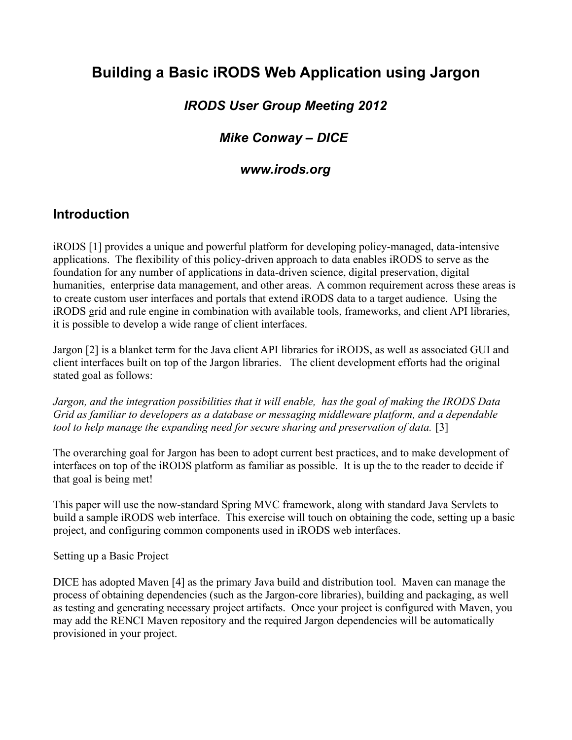# Building a Basic iRODS Web Application using Jargon

## *IRODS User Group Meeting 2012*

## *Mike Conway – DICE*

## *www.irods.org*

## Introduction

iRODS [1] provides a unique and powerful platform for developing policy-managed, data-intensive applications. The flexibility of this policy-driven approach to data enables iRODS to serve as the foundation for any number of applications in data-driven science, digital preservation, digital humanities, enterprise data management, and other areas. A common requirement across these areas is to create custom user interfaces and portals that extend iRODS data to a target audience. Using the iRODS grid and rule engine in combination with available tools, frameworks, and client API libraries, it is possible to develop a wide range of client interfaces.

Jargon [2] is a blanket term for the Java client API libraries for iRODS, as well as associated GUI and client interfaces built on top of the Jargon libraries. The client development efforts had the original stated goal as follows:

*Jargon, and the integration possibilities that it will enable, has the goal of making the IRODS Data Grid as familiar to developers as a database or messaging middleware platform, and a dependable tool to help manage the expanding need for secure sharing and preservation of data.* [3]

The overarching goal for Jargon has been to adopt current best practices, and to make development of interfaces on top of the iRODS platform as familiar as possible. It is up the to the reader to decide if that goal is being met!

This paper will use the now-standard Spring MVC framework, along with standard Java Servlets to build a sample iRODS web interface. This exercise will touch on obtaining the code, setting up a basic project, and configuring common components used in iRODS web interfaces.

Setting up a Basic Project

DICE has adopted Maven [4] as the primary Java build and distribution tool. Maven can manage the process of obtaining dependencies (such as the Jargon-core libraries), building and packaging, as well as testing and generating necessary project artifacts. Once your project is configured with Maven, you may add the RENCI Maven repository and the required Jargon dependencies will be automatically provisioned in your project.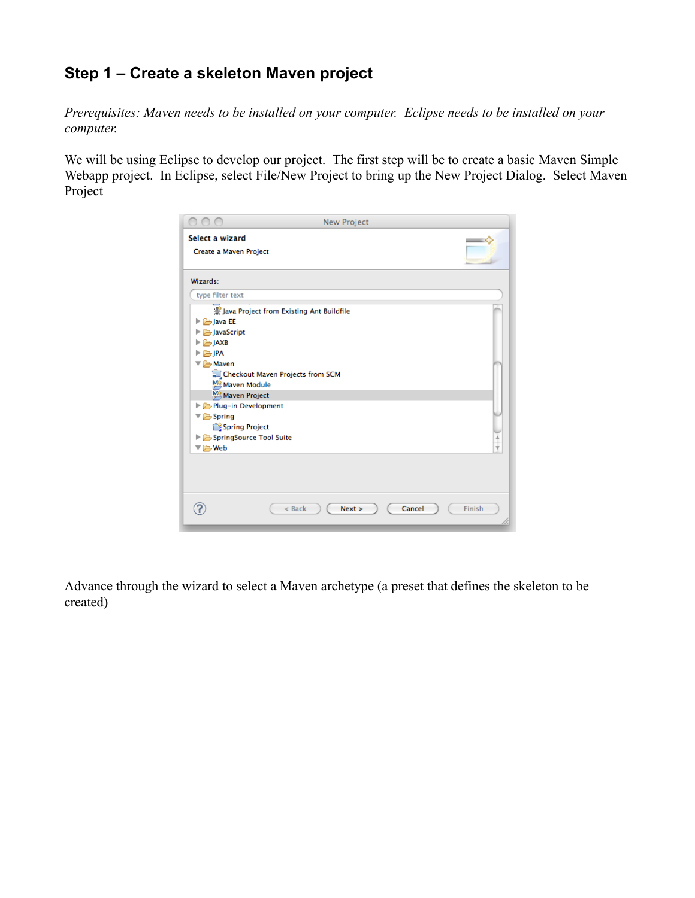## Step 1 – Create a skeleton Maven project

*Prerequisites: Maven needs to be installed on your computer. Eclipse needs to be installed on your computer.*

We will be using Eclipse to develop our project. The first step will be to create a basic Maven Simple Webapp project. In Eclipse, select File/New Project to bring up the New Project Dialog. Select Maven Project

Advance through the wizard to select a Maven archetype (a preset that defines the skeleton to be created)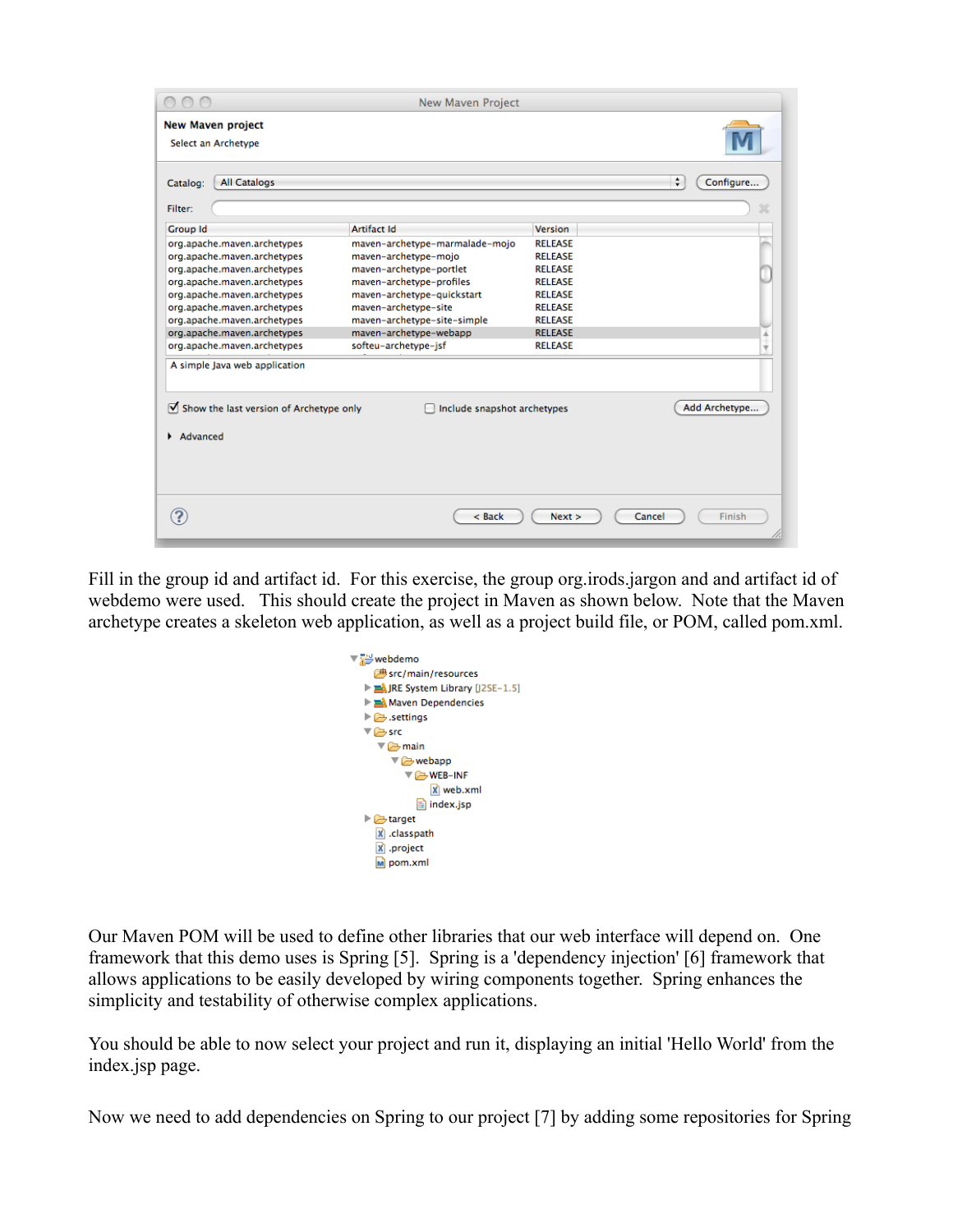Fill in the group id and artifact id. For this exercise, the group org.irods.jargon and and artifact id of webdemo were used. This should create the project in Maven as shown below. Note that the Maven archetype creates a skeleton web application, as well as a project build file, or POM, called pom.xml.

Our Maven POM will be used to define other libraries that our web interface will depend on. One framework that this demo uses is Spring [5]. Spring is a 'dependency injection' [6] framework that allows applications to be easily developed by wiring components together. Spring enhances the simplicity and testability of otherwise complex applications.

You should be able to now select your project and run it, displaying an initial 'Hello World' from the index.jsp page.

Now we need to add dependencies on Spring to our project [7] by adding some repositories for Spring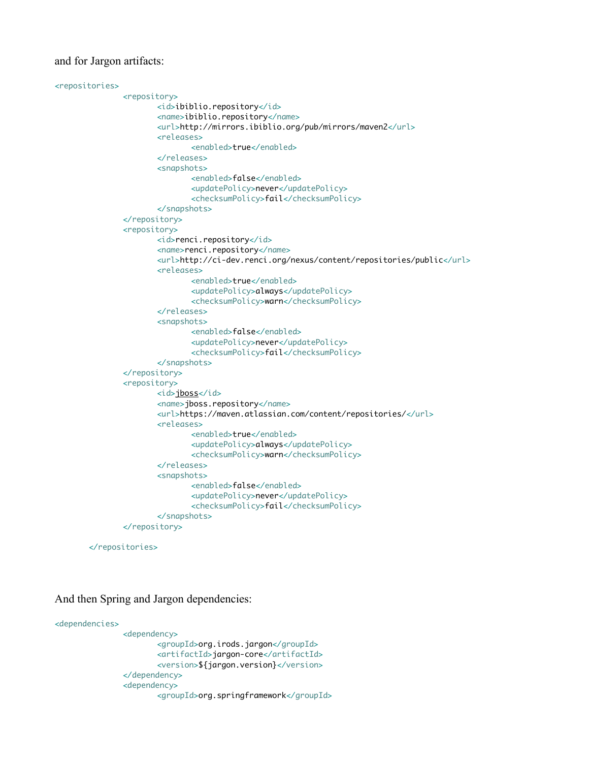and for Jargon artifacts:

```
<repositories>
		<repository>
			<id>ibiblio.repository</id>
			<name>ibiblio.repository</name>
			<url>http://mirrors.ibiblio.org/pub/mirrors/maven2</url>
			<releases>
				<enabled>true</enabled>
			</releases>
			<snapshots>
				<enabled>false</enabled>
				<updatePolicy>never</updatePolicy>
				<checksumPolicy>fail</checksumPolicy>
			</snapshots>
		</repository>
		<repository>
			<id>renci.repository</id>
			<name>renci.repository</name>
			<url>http://ci-dev.renci.org/nexus/content/repositories/public</url>
			<releases>
				<enabled>true</enabled>
				<updatePolicy>always</updatePolicy>
				<checksumPolicy>warn</checksumPolicy>
			</releases>
			<snapshots>
				<enabled>false</enabled>
				<updatePolicy>never</updatePolicy>
				<checksumPolicy>fail</checksumPolicy>
			</snapshots>
		</repository>
		<repository>
			<id>jboss</id>
			<name>jboss.repository</name>
			<url>https://maven.atlassian.com/content/repositories/</url>
			<releases>
				<enabled>true</enabled>
				<updatePolicy>always</updatePolicy>
				<checksumPolicy>warn</checksumPolicy>
			</releases>
			<snapshots>
				<enabled>false</enabled>
				<updatePolicy>never</updatePolicy>
				<checksumPolicy>fail</checksumPolicy>
			</snapshots>
		</repository>

	</repositories>
```

And then Spring and Jargon dependencies:

```
<dependencies>
		<dependency>
			<groupId>org.irods.jargon</groupId>
			<artifactId>jargon-core</artifactId>
			<version>${jargon.version}</version>
		</dependency>
		<dependency>
			<groupId>org.springframework</groupId>
```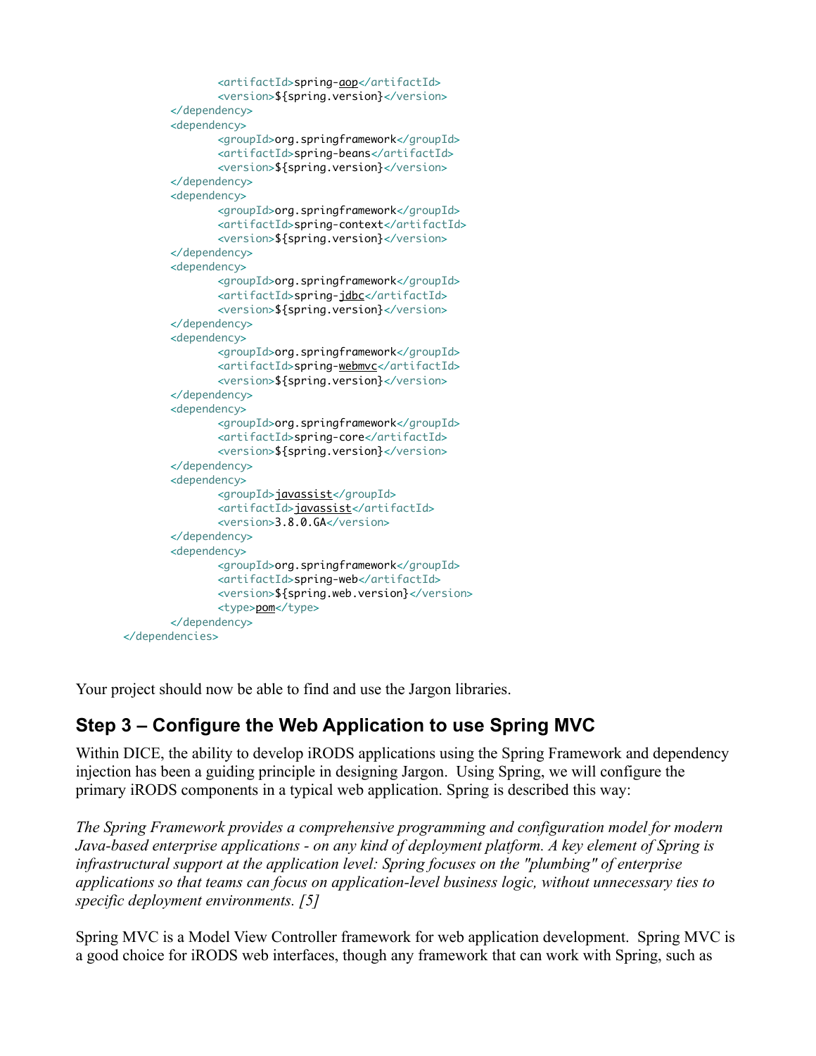```
                <artifactId>spring-aop</artifactId>
                <version>${spring.version}</version>
        </dependency>
        <dependency>
                <groupId>org.springframework</groupId>
                <artifactId>spring-beans</artifactId>
                <version>${spring.version}</version>
        </dependency>
        <dependency>
                <groupId>org.springframework</groupId>
                <artifactId>spring-context</artifactId>
                <version>${spring.version}</version>
        </dependency>
        <dependency>
                <groupId>org.springframework</groupId>
                <artifactId>spring-jdbc</artifactId>
                <version>${spring.version}</version>
        </dependency>
        <dependency>
                <groupId>org.springframework</groupId>
                <artifactId>spring-webmvc</artifactId>
                <version>${spring.version}</version>
        </dependency>
        <dependency>
                <groupId>org.springframework</groupId>
                <artifactId>spring-core</artifactId>
                <version>${spring.version}</version>
        </dependency>
        <dependency>
                <groupId>javassist</groupId>
                <artifactId>javassist</artifactId>
                <version>3.8.0.GA</version>
        </dependency>
        <dependency>
                <groupId>org.springframework</groupId>
                <artifactId>spring-web</artifactId>
                <version>${spring.web.version}</version>
                <type>pom</type>
        </dependency>
</dependencies>
```

Your project should now be able to find and use the Jargon libraries.

## Step 3 – Configure the Web Application to use Spring MVC

Within DICE, the ability to develop iRODS applications using the Spring Framework and dependency injection has been a guiding principle in designing Jargon. Using Spring, we will configure the primary iRODS components in a typical web application. Spring is described this way:

*The Spring Framework provides a comprehensive programming and configuration model for modern Java-based enterprise applications - on any kind of deployment platform. A key element of Spring is infrastructural support at the application level: Spring focuses on the "plumbing" of enterprise applications so that teams can focus on application-level business logic, without unnecessary ties to specific deployment environments. [5]*

Spring MVC is a Model View Controller framework for web application development. Spring MVC is a good choice for iRODS web interfaces, though any framework that can work with Spring, such as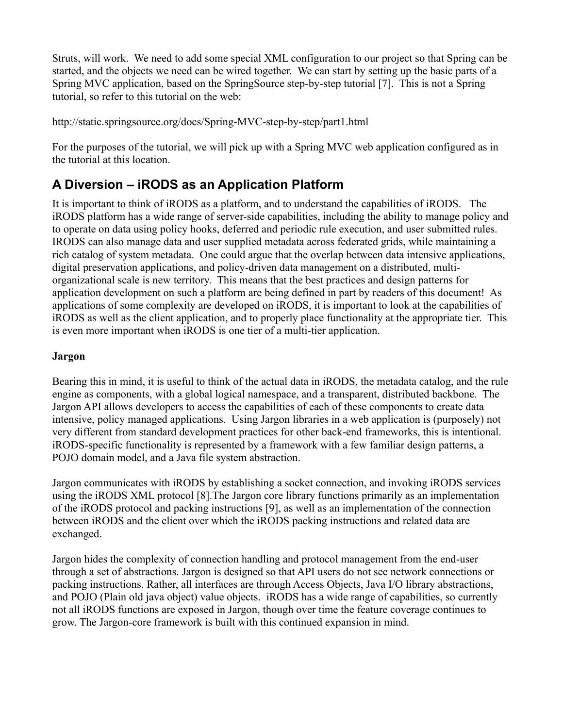Struts, will work. We need to add some special XML configuration to our project so that Spring can be started, and the objects we need can be wired together. We can start by setting up the basic parts of a Spring MVC application, based on the SpringSource step-by-step tutorial [7]. This is not a Spring tutorial, so refer to this tutorial on the web:

http://static.springsource.org/docs/Spring-MVC-step-by-step/part1.html

For the purposes of the tutorial, we will pick up with a Spring MVC web application configured as in the tutorial at this location.

## A Diversion – iRODS as an Application Platform

It is important to think of iRODS as a platform, and to understand the capabilities of iRODS. The iRODS platform has a wide range of server-side capabilities, including the ability to manage policy and to operate on data using policy hooks, deferred and periodic rule execution, and user submitted rules. IRODS can also manage data and user supplied metadata across federated grids, while maintaining a rich catalog of system metadata. One could argue that the overlap between data intensive applications, digital preservation applications, and policy-driven data management on a distributed, multi-organizational scale is new territory. This means that the best practices and design patterns for application development on such a platform are being defined in part by readers of this document! As applications of some complexity are developed on iRODS, it is important to look at the capabilities of iRODS as well as the client application, and to properly place functionality at the appropriate tier. This is even more important when iRODS is one tier of a multi-tier application.

### Jargon

Bearing this in mind, it is useful to think of the actual data in iRODS, the metadata catalog, and the rule engine as components, with a global logical namespace, and a transparent, distributed backbone. The Jargon API allows developers to access the capabilities of each of these components to create data intensive, policy managed applications. Using Jargon libraries in a web application is (purposely) not very different from standard development practices for other back-end frameworks, this is intentional. iRODS-specific functionality is represented by a framework with a few familiar design patterns, a POJO domain model, and a Java file system abstraction.

Jargon communicates with iRODS by establishing a socket connection, and invoking iRODS services using the iRODS XML protocol [8].The Jargon core library functions primarily as an implementation of the iRODS protocol and packing instructions [9], as well as an implementation of the connection between iRODS and the client over which the iRODS packing instructions and related data are exchanged.

Jargon hides the complexity of connection handling and protocol management from the end-user through a set of abstractions. Jargon is designed so that API users do not see network connections or packing instructions. Rather, all interfaces are through Access Objects, Java I/O library abstractions, and POJO (Plain old java object) value objects. iRODS has a wide range of capabilities, so currently not all iRODS functions are exposed in Jargon, though over time the feature coverage continues to grow. The Jargon-core framework is built with this continued expansion in mind.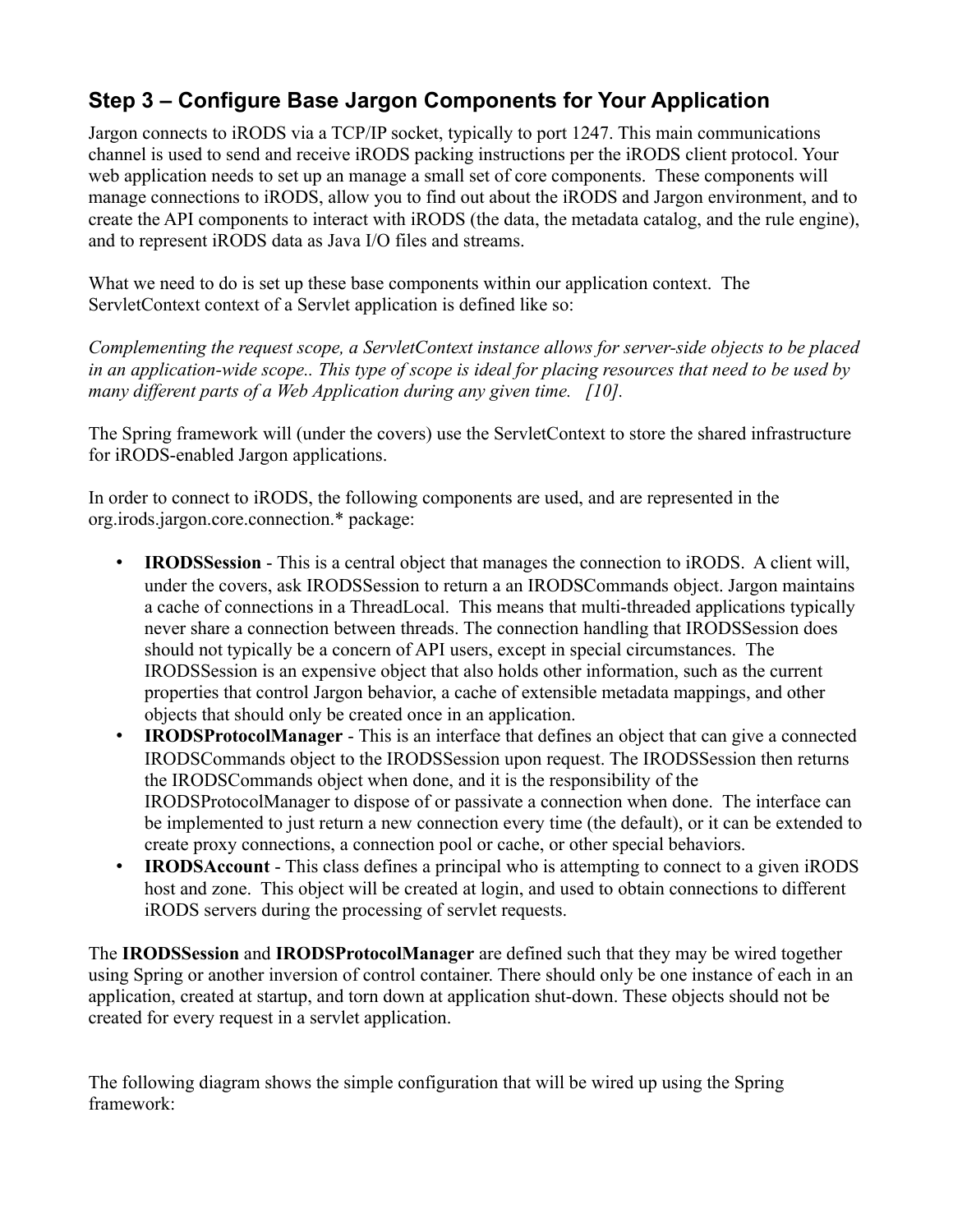## Step 3 – Configure Base Jargon Components for Your Application

Jargon connects to iRODS via a TCP/IP socket, typically to port 1247. This main communications channel is used to send and receive iRODS packing instructions per the iRODS client protocol. Your web application needs to set up an manage a small set of core components. These components will manage connections to iRODS, allow you to find out about the iRODS and Jargon environment, and to create the API components to interact with iRODS (the data, the metadata catalog, and the rule engine), and to represent iRODS data as Java I/O files and streams.

What we need to do is set up these base components within our application context. The ServletContext context of a Servlet application is defined like so:

*Complementing the request scope, a ServletContext instance allows for server-side objects to be placed in an application-wide scope.. This type of scope is ideal for placing resources that need to be used by many different parts of a Web Application during any given time. [10].*

The Spring framework will (under the covers) use the ServletContext to store the shared infrastructure for iRODS-enabled Jargon applications.

In order to connect to iRODS, the following components are used, and are represented in the org.irods.jargon.core.connection.* package:

- **IRODSSession** - This is a central object that manages the connection to iRODS. A client will, under the covers, ask IRODSSession to return a an IRODSCommands object. Jargon maintains a cache of connections in a ThreadLocal. This means that multi-threaded applications typically never share a connection between threads. The connection handling that IRODSSession does should not typically be a concern of API users, except in special circumstances. The IRODSSession is an expensive object that also holds other information, such as the current properties that control Jargon behavior, a cache of extensible metadata mappings, and other objects that should only be created once in an application.
- **IRODSProtocolManager** - This is an interface that defines an object that can give a connected IRODSCommands object to the IRODSSession upon request. The IRODSSession then returns the IRODSCommands object when done, and it is the responsibility of the IRODSProtocolManager to dispose of or passivate a connection when done. The interface can be implemented to just return a new connection every time (the default), or it can be extended to create proxy connections, a connection pool or cache, or other special behaviors.
- **IRODSAccount** - This class defines a principal who is attempting to connect to a given iRODS host and zone. This object will be created at login, and used to obtain connections to different iRODS servers during the processing of servlet requests.

The **IRODSSession** and **IRODSProtocolManager** are defined such that they may be wired together using Spring or another inversion of control container. There should only be one instance of each in an application, created at startup, and torn down at application shut-down. These objects should not be created for every request in a servlet application.

The following diagram shows the simple configuration that will be wired up using the Spring framework: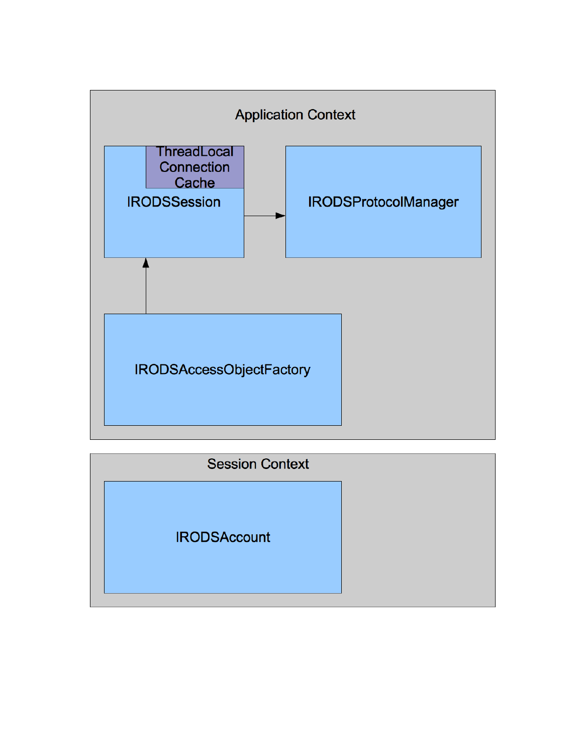Application Context

ThreadLocal Connection Cache

IRODSSession

IRODSProtocolManager

IRODSAccessObjectFactory

Session Context

IRODSAccount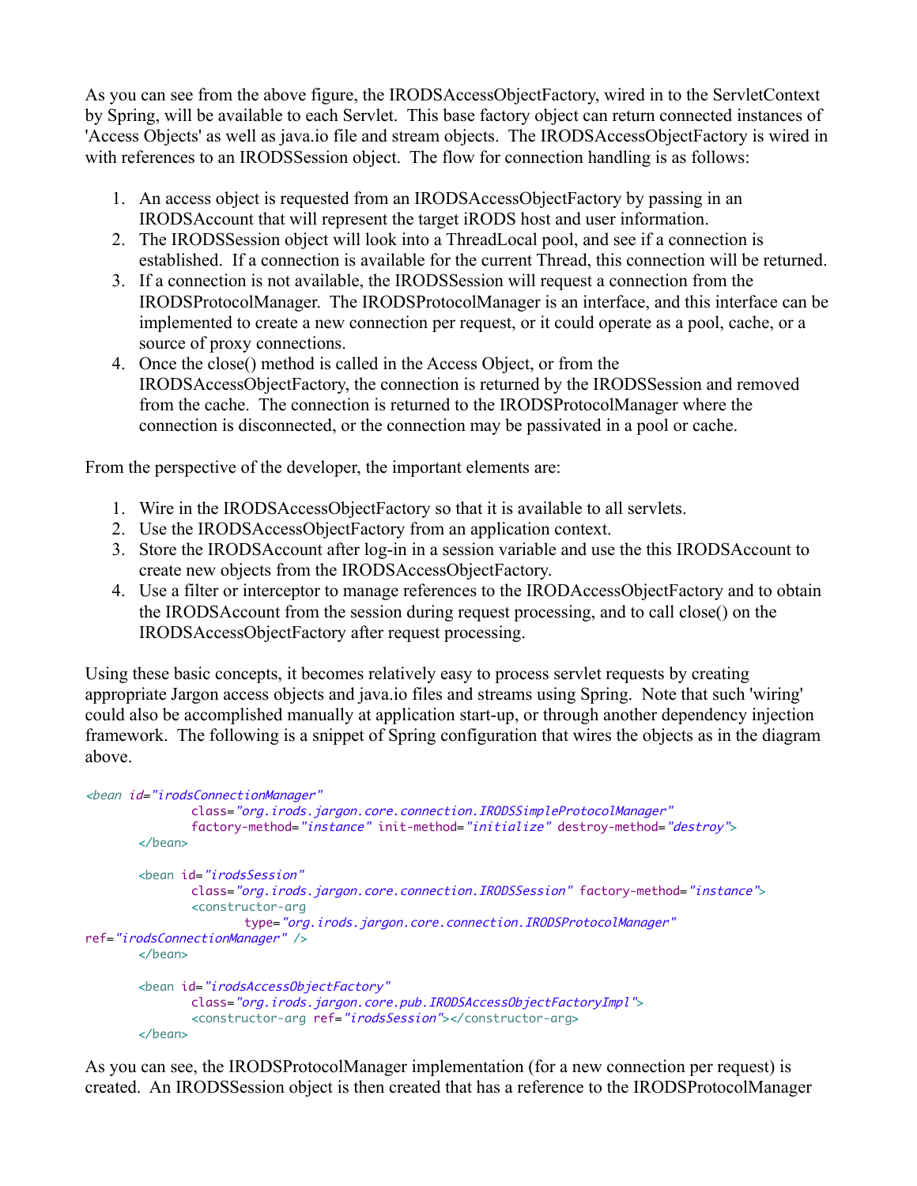As you can see from the above figure, the IRODSAccessObjectFactory, wired in to the ServletContext by Spring, will be available to each Servlet. This base factory object can return connected instances of 'Access Objects' as well as java.io file and stream objects. The IRODSAccessObjectFactory is wired in with references to an IRODSSession object. The flow for connection handling is as follows:

1. An access object is requested from an IRODSAccessObjectFactory by passing in an IRODSAccount that will represent the target iRODS host and user information.
2. The IRODSSession object will look into a ThreadLocal pool, and see if a connection is established. If a connection is available for the current Thread, this connection will be returned.
3. If a connection is not available, the IRODSSession will request a connection from the IRODSProtocolManager. The IRODSProtocolManager is an interface, and this interface can be implemented to create a new connection per request, or it could operate as a pool, cache, or a source of proxy connections.
4. Once the close() method is called in the Access Object, or from the IRODSAccessObjectFactory, the connection is returned by the IRODSSession and removed from the cache. The connection is returned to the IRODSProtocolManager where the connection is disconnected, or the connection may be passivated in a pool or cache.

From the perspective of the developer, the important elements are:

1. Wire in the IRODSAccessObjectFactory so that it is available to all servlets.
2. Use the IRODSAccessObjectFactory from an application context.
3. Store the IRODSAccount after log-in in a session variable and use the this IRODSAccount to create new objects from the IRODSAccessObjectFactory.
4. Use a filter or interceptor to manage references to the IRODAccessObjectFactory and to obtain the IRODSAccount from the session during request processing, and to call close() on the IRODSAccessObjectFactory after request processing.

Using these basic concepts, it becomes relatively easy to process servlet requests by creating appropriate Jargon access objects and java.io files and streams using Spring. Note that such 'wiring' could also be accomplished manually at application start-up, or through another dependency injection framework. The following is a snippet of Spring configuration that wires the objects as in the diagram above.

```
<bean id="irodsConnectionManager"
		class="org.irods.jargon.core.connection.IRODSSimpleProtocolManager"
		factory-method="instance" init-method="initialize" destroy-method="destroy">
	</bean>

	<bean id="irodsSession"
		class="org.irods.jargon.core.connection.IRODSSession" factory-method="instance">
		<constructor-arg
			type="org.irods.jargon.core.connection.IRODSProtocolManager"
ref="irodsConnectionManager" />
	</bean>

	<bean id="irodsAccessObjectFactory"
		class="org.irods.jargon.core.pub.IRODSAccessObjectFactoryImpl">
		<constructor-arg ref="irodsSession"></constructor-arg>
	</bean>
```

As you can see, the IRODSProtocolManager implementation (for a new connection per request) is created. An IRODSSession object is then created that has a reference to the IRODSProtocolManager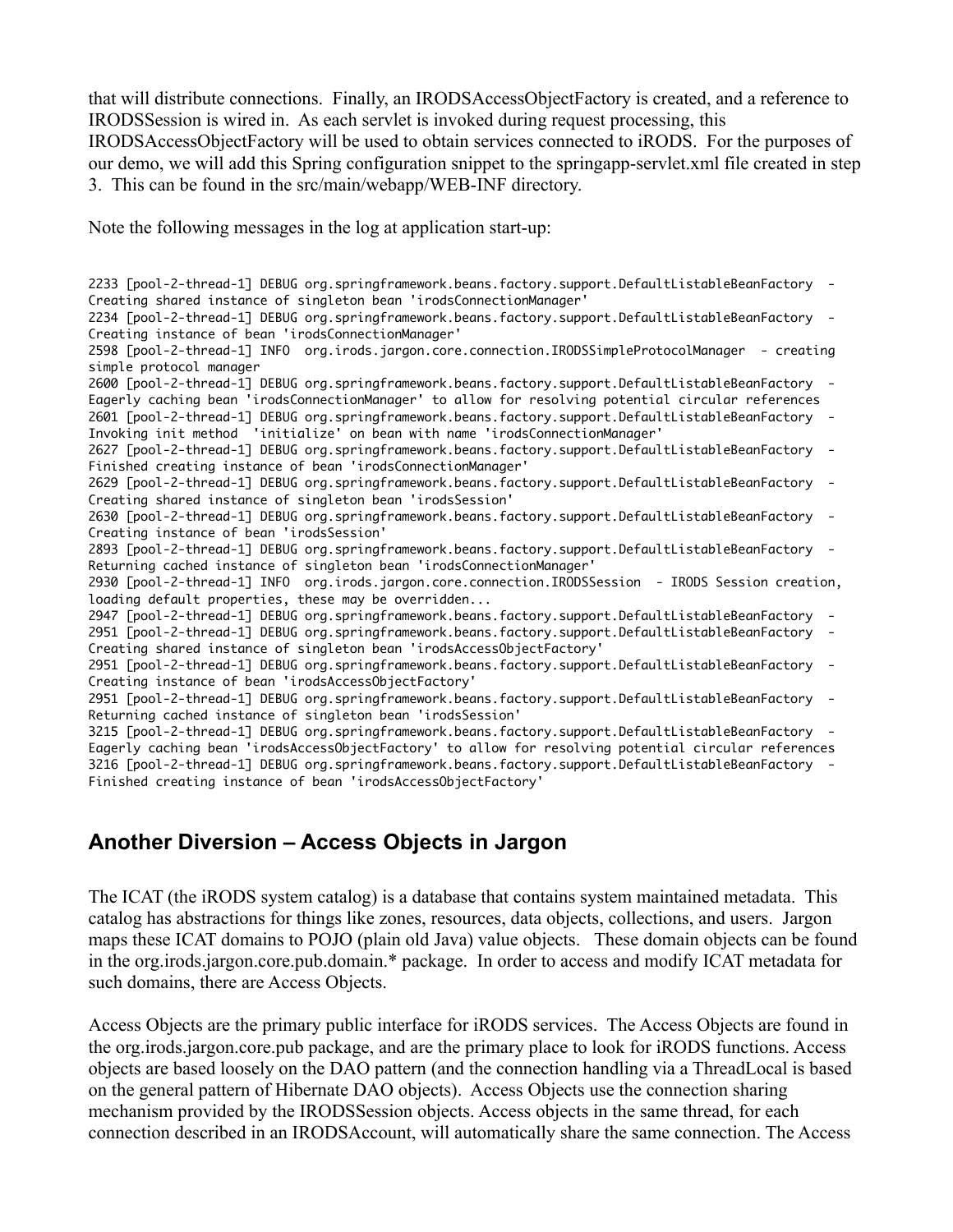that will distribute connections. Finally, an IRODSAccessObjectFactory is created, and a reference to IRODSSession is wired in. As each servlet is invoked during request processing, this IRODSAccessObjectFactory will be used to obtain services connected to iRODS. For the purposes of our demo, we will add this Spring configuration snippet to the springapp-servlet.xml file created in step 3. This can be found in the src/main/webapp/WEB-INF directory.

Note the following messages in the log at application start-up:

```
2233 [pool-2-thread-1] DEBUG org.springframework.beans.factory.support.DefaultListableBeanFactory  - 
Creating shared instance of singleton bean 'irodsConnectionManager'
2234 [pool-2-thread-1] DEBUG org.springframework.beans.factory.support.DefaultListableBeanFactory  - 
Creating instance of bean 'irodsConnectionManager'
2598 [pool-2-thread-1] INFO  org.irods.jargon.core.connection.IRODSSimpleProtocolManager  - creating 
simple protocol manager
2600 [pool-2-thread-1] DEBUG org.springframework.beans.factory.support.DefaultListableBeanFactory  - 
Eagerly caching bean 'irodsConnectionManager' to allow for resolving potential circular references
2601 [pool-2-thread-1] DEBUG org.springframework.beans.factory.support.DefaultListableBeanFactory  - 
Invoking init method  'initialize' on bean with name 'irodsConnectionManager'
2627 [pool-2-thread-1] DEBUG org.springframework.beans.factory.support.DefaultListableBeanFactory  - 
Finished creating instance of bean 'irodsConnectionManager'
2629 [pool-2-thread-1] DEBUG org.springframework.beans.factory.support.DefaultListableBeanFactory  - 
Creating shared instance of singleton bean 'irodsSession'
2630 [pool-2-thread-1] DEBUG org.springframework.beans.factory.support.DefaultListableBeanFactory  - 
Creating instance of bean 'irodsSession'
2893 [pool-2-thread-1] DEBUG org.springframework.beans.factory.support.DefaultListableBeanFactory  - 
Returning cached instance of singleton bean 'irodsConnectionManager'
2930 [pool-2-thread-1] INFO  org.irods.jargon.core.connection.IRODSSession  - IRODS Session creation, 
loading default properties, these may be overridden...
2947 [pool-2-thread-1] DEBUG org.springframework.beans.factory.support.DefaultListableBeanFactory  - 
2951 [pool-2-thread-1] DEBUG org.springframework.beans.factory.support.DefaultListableBeanFactory  - 
Creating shared instance of singleton bean 'irodsAccessObjectFactory'
2951 [pool-2-thread-1] DEBUG org.springframework.beans.factory.support.DefaultListableBeanFactory  - 
Creating instance of bean 'irodsAccessObjectFactory'
2951 [pool-2-thread-1] DEBUG org.springframework.beans.factory.support.DefaultListableBeanFactory  - 
Returning cached instance of singleton bean 'irodsSession'
3215 [pool-2-thread-1] DEBUG org.springframework.beans.factory.support.DefaultListableBeanFactory  - 
Eagerly caching bean 'irodsAccessObjectFactory' to allow for resolving potential circular references
3216 [pool-2-thread-1] DEBUG org.springframework.beans.factory.support.DefaultListableBeanFactory  - 
Finished creating instance of bean 'irodsAccessObjectFactory'
```

## Another Diversion – Access Objects in Jargon

The ICAT (the iRODS system catalog) is a database that contains system maintained metadata. This catalog has abstractions for things like zones, resources, data objects, collections, and users. Jargon maps these ICAT domains to POJO (plain old Java) value objects. These domain objects can be found in the org.irods.jargon.core.pub.domain.* package. In order to access and modify ICAT metadata for such domains, there are Access Objects.

Access Objects are the primary public interface for iRODS services. The Access Objects are found in the org.irods.jargon.core.pub package, and are the primary place to look for iRODS functions. Access objects are based loosely on the DAO pattern (and the connection handling via a ThreadLocal is based on the general pattern of Hibernate DAO objects). Access Objects use the connection sharing mechanism provided by the IRODSSession objects. Access objects in the same thread, for each connection described in an IRODSAccount, will automatically share the same connection. The Access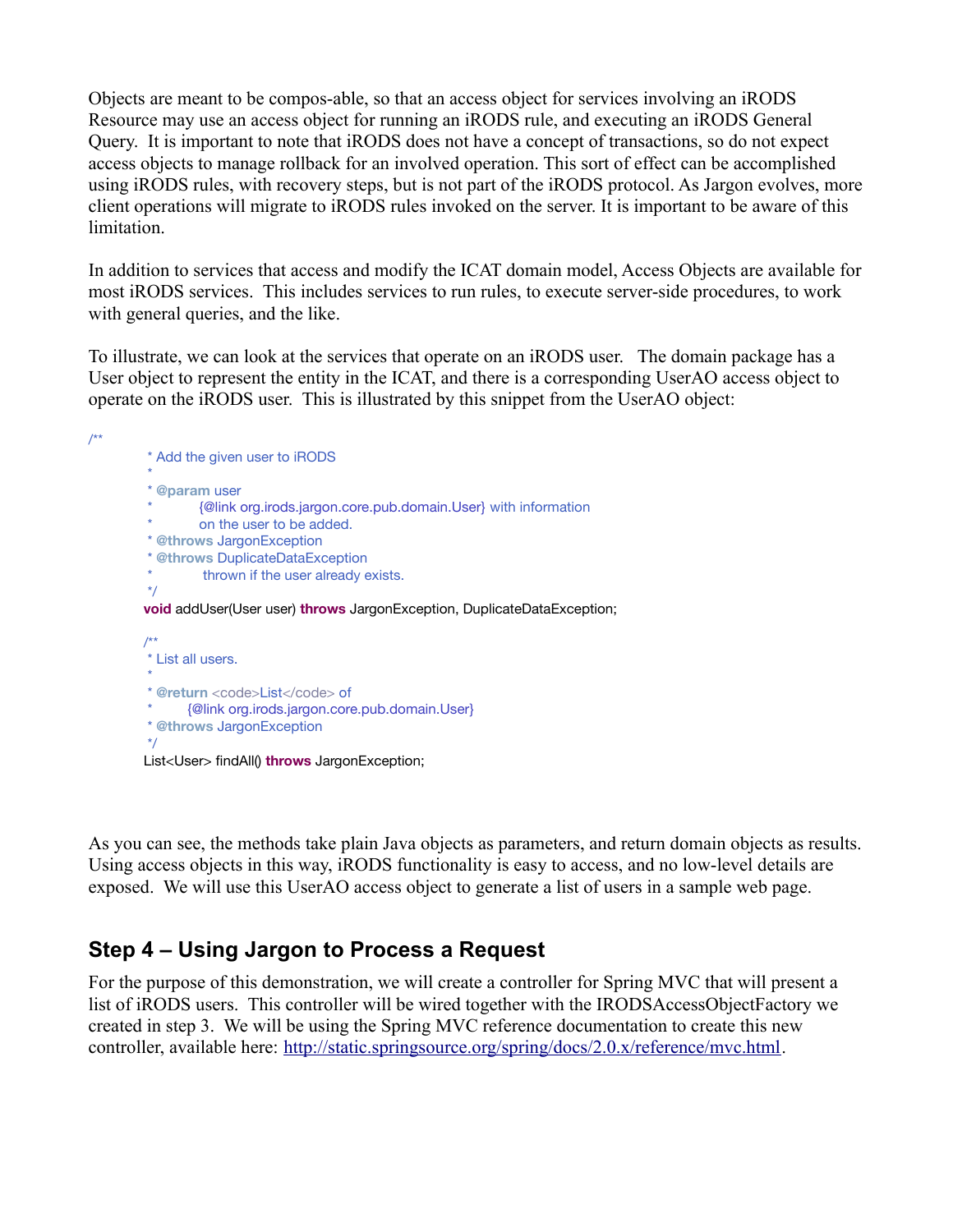Objects are meant to be compos-able, so that an access object for services involving an iRODS Resource may use an access object for running an iRODS rule, and executing an iRODS General Query. It is important to note that iRODS does not have a concept of transactions, so do not expect access objects to manage rollback for an involved operation. This sort of effect can be accomplished using iRODS rules, with recovery steps, but is not part of the iRODS protocol. As Jargon evolves, more client operations will migrate to iRODS rules invoked on the server. It is important to be aware of this limitation.

In addition to services that access and modify the ICAT domain model, Access Objects are available for most iRODS services. This includes services to run rules, to execute server-side procedures, to work with general queries, and the like.

To illustrate, we can look at the services that operate on an iRODS user. The domain package has a User object to represent the entity in the ICAT, and there is a corresponding UserAO access object to operate on the iRODS user. This is illustrated by this snippet from the UserAO object:

```java
/**
     * Add the given user to iRODS
     *
     * @param user
     *         {@link org.irods.jargon.core.pub.domain.User} with information
     *         on the user to be added.
     * @throws JargonException
     * @throws DuplicateDataException
     *          thrown if the user already exists.
     */
    void addUser(User user) throws JargonException, DuplicateDataException;

    /**
     * List all users.
     *
     * @return <code>List</code> of
     *       {@link org.irods.jargon.core.pub.domain.User}
     * @throws JargonException
     */
    List<User> findAll() throws JargonException;
```

As you can see, the methods take plain Java objects as parameters, and return domain objects as results. Using access objects in this way, iRODS functionality is easy to access, and no low-level details are exposed. We will use this UserAO access object to generate a list of users in a sample web page.

## Step 4 – Using Jargon to Process a Request

For the purpose of this demonstration, we will create a controller for Spring MVC that will present a list of iRODS users. This controller will be wired together with the IRODSAccessObjectFactory we created in step 3. We will be using the Spring MVC reference documentation to create this new controller, available here: http://static.springsource.org/spring/docs/2.0.x/reference/mvc.html.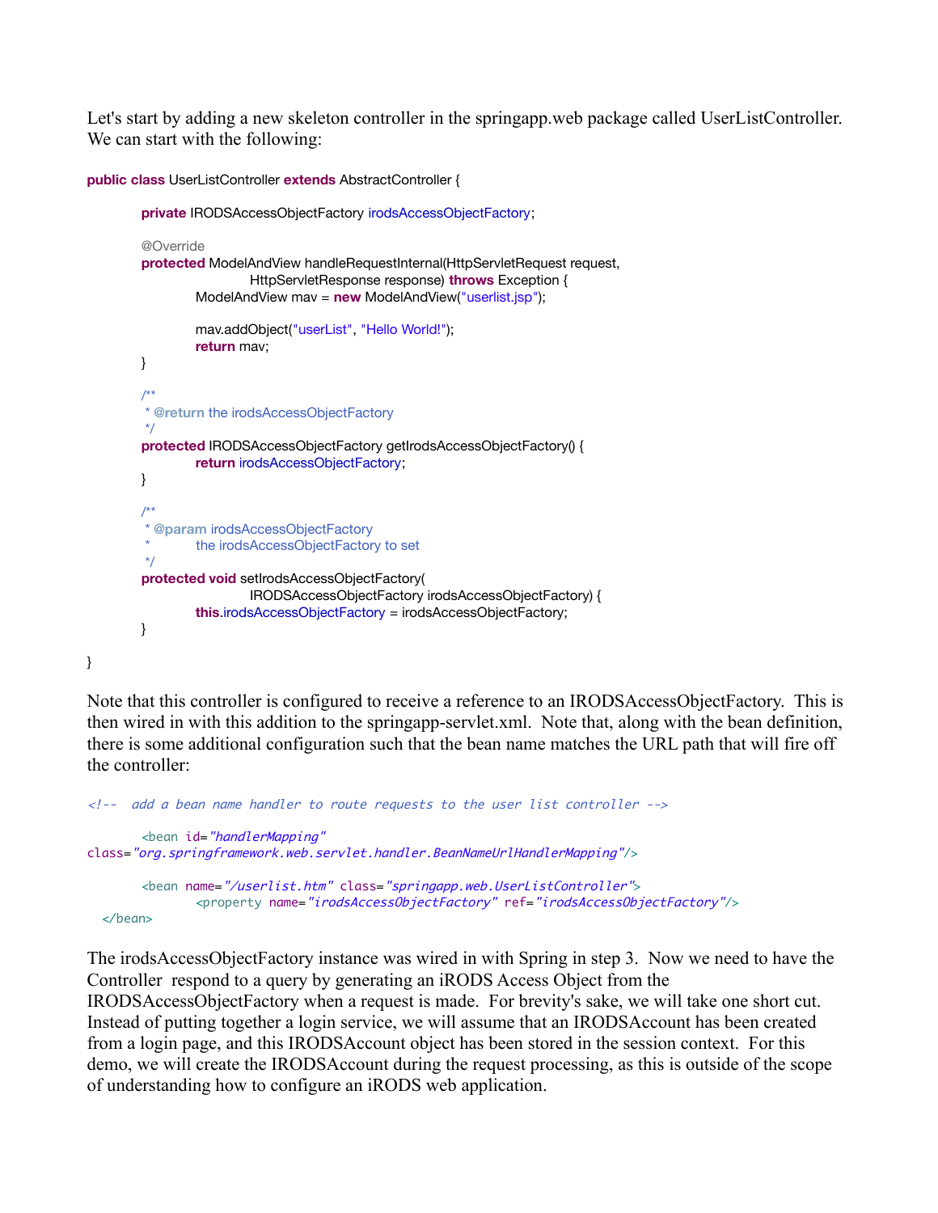Let's start by adding a new skeleton controller in the springapp.web package called UserListController. We can start with the following:

```java
public class UserListController extends AbstractController {

	private IRODSAccessObjectFactory irodsAccessObjectFactory;

	@Override
	protected ModelAndView handleRequestInternal(HttpServletRequest request,
			HttpServletResponse response) throws Exception {
		ModelAndView mav = new ModelAndView("userlist.jsp");

		mav.addObject("userList", "Hello World!");
		return mav;
	}

	/**
	 * @return the irodsAccessObjectFactory
	 */
	protected IRODSAccessObjectFactory getIrodsAccessObjectFactory() {
		return irodsAccessObjectFactory;
	}

	/**
	 * @param irodsAccessObjectFactory
	 *		the irodsAccessObjectFactory to set
	 */
	protected void setIrodsAccessObjectFactory(
			IRODSAccessObjectFactory irodsAccessObjectFactory) {
		this.irodsAccessObjectFactory = irodsAccessObjectFactory;
	}

}
```

Note that this controller is configured to receive a reference to an IRODSAccessObjectFactory. This is then wired in with this addition to the springapp-servlet.xml. Note that, along with the bean definition, there is some additional configuration such that the bean name matches the URL path that will fire off the controller:

```xml
<!--  add a bean name handler to route requests to the user list controller -->

	<bean id="handlerMapping"
class="org.springframework.web.servlet.handler.BeanNameUrlHandlerMapping"/>

	<bean name="/userlist.htm" class="springapp.web.UserListController">
		<property name="irodsAccessObjectFactory" ref="irodsAccessObjectFactory"/>
  </bean>
```

The irodsAccessObjectFactory instance was wired in with Spring in step 3. Now we need to have the Controller respond to a query by generating an iRODS Access Object from the IRODSAccessObjectFactory when a request is made. For brevity's sake, we will take one short cut. Instead of putting together a login service, we will assume that an IRODSAccount has been created from a login page, and this IRODSAccount object has been stored in the session context. For this demo, we will create the IRODSAccount during the request processing, as this is outside of the scope of understanding how to configure an iRODS web application.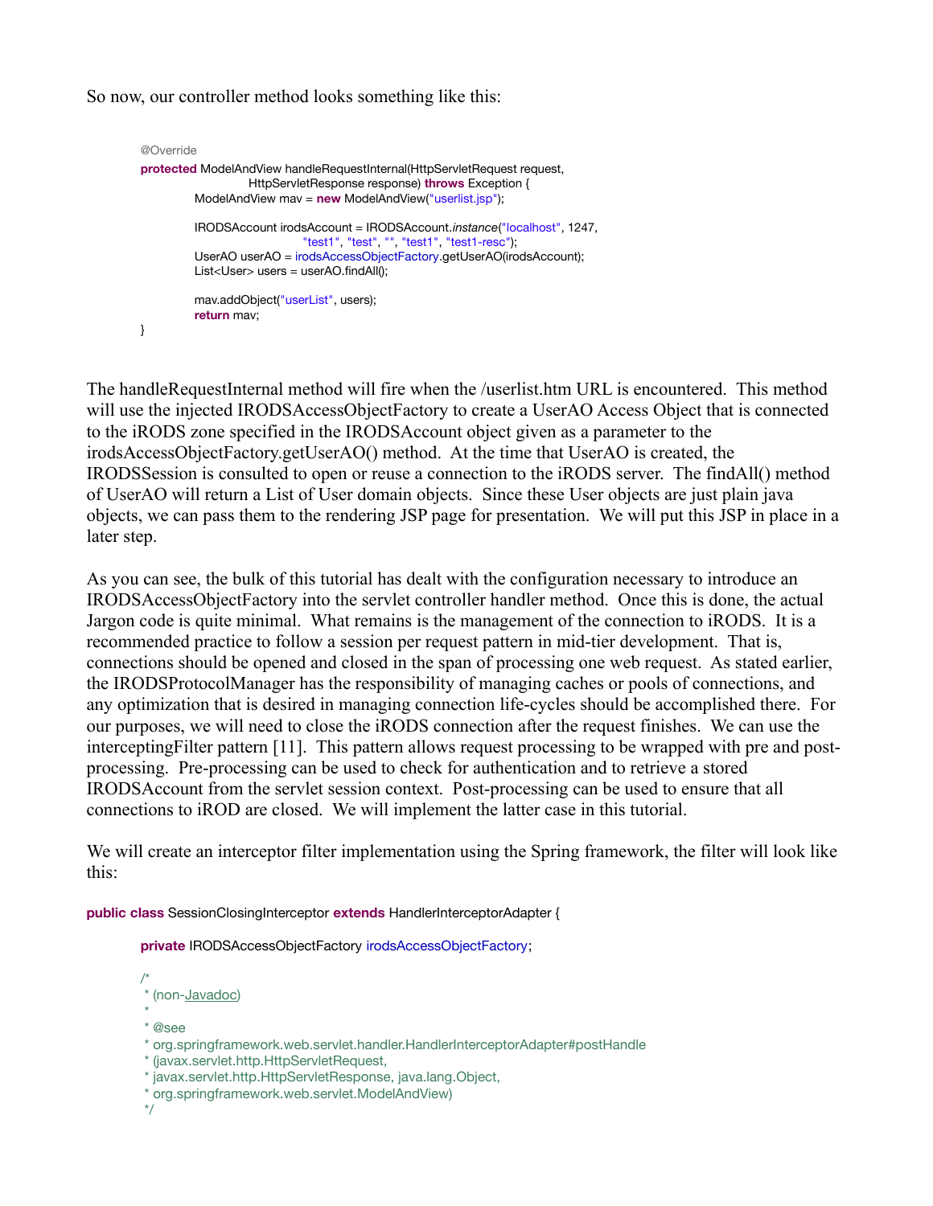So now, our controller method looks something like this:

```
@Override
protected ModelAndView handleRequestInternal(HttpServletRequest request,
                        HttpServletResponse response) throws Exception {
            ModelAndView mav = new ModelAndView("userlist.jsp");

            IRODSAccount irodsAccount = IRODSAccount.instance("localhost", 1247,
                                    "test1", "test", "", "test1", "test1-resc");
            UserAO userAO = irodsAccessObjectFactory.getUserAO(irodsAccount);
            List<User> users = userAO.findAll();

            mav.addObject("userList", users);
            return mav;
}
```

The handleRequestInternal method will fire when the /userlist.htm URL is encountered. This method will use the injected IRODSAccessObjectFactory to create a UserAO Access Object that is connected to the iRODS zone specified in the IRODSAccount object given as a parameter to the irodsAccessObjectFactory.getUserAO() method. At the time that UserAO is created, the IRODSSession is consulted to open or reuse a connection to the iRODS server. The findAll() method of UserAO will return a List of User domain objects. Since these User objects are just plain java objects, we can pass them to the rendering JSP page for presentation. We will put this JSP in place in a later step.

As you can see, the bulk of this tutorial has dealt with the configuration necessary to introduce an IRODSAccessObjectFactory into the servlet controller handler method. Once this is done, the actual Jargon code is quite minimal. What remains is the management of the connection to iRODS. It is a recommended practice to follow a session per request pattern in mid-tier development. That is, connections should be opened and closed in the span of processing one web request. As stated earlier, the IRODSProtocolManager has the responsibility of managing caches or pools of connections, and any optimization that is desired in managing connection life-cycles should be accomplished there. For our purposes, we will need to close the iRODS connection after the request finishes. We can use the interceptingFilter pattern [11]. This pattern allows request processing to be wrapped with pre and post-processing. Pre-processing can be used to check for authentication and to retrieve a stored IRODSAccount from the servlet session context. Post-processing can be used to ensure that all connections to iROD are closed. We will implement the latter case in this tutorial.

We will create an interceptor filter implementation using the Spring framework, the filter will look like this:

```
public class SessionClosingInterceptor extends HandlerInterceptorAdapter {

            private IRODSAccessObjectFactory irodsAccessObjectFactory;

            /*
             * (non-Javadoc)
             *
             * @see
             * org.springframework.web.servlet.handler.HandlerInterceptorAdapter#postHandle
             * (javax.servlet.http.HttpServletRequest,
             * javax.servlet.http.HttpServletResponse, java.lang.Object,
             * org.springframework.web.servlet.ModelAndView)
             */
```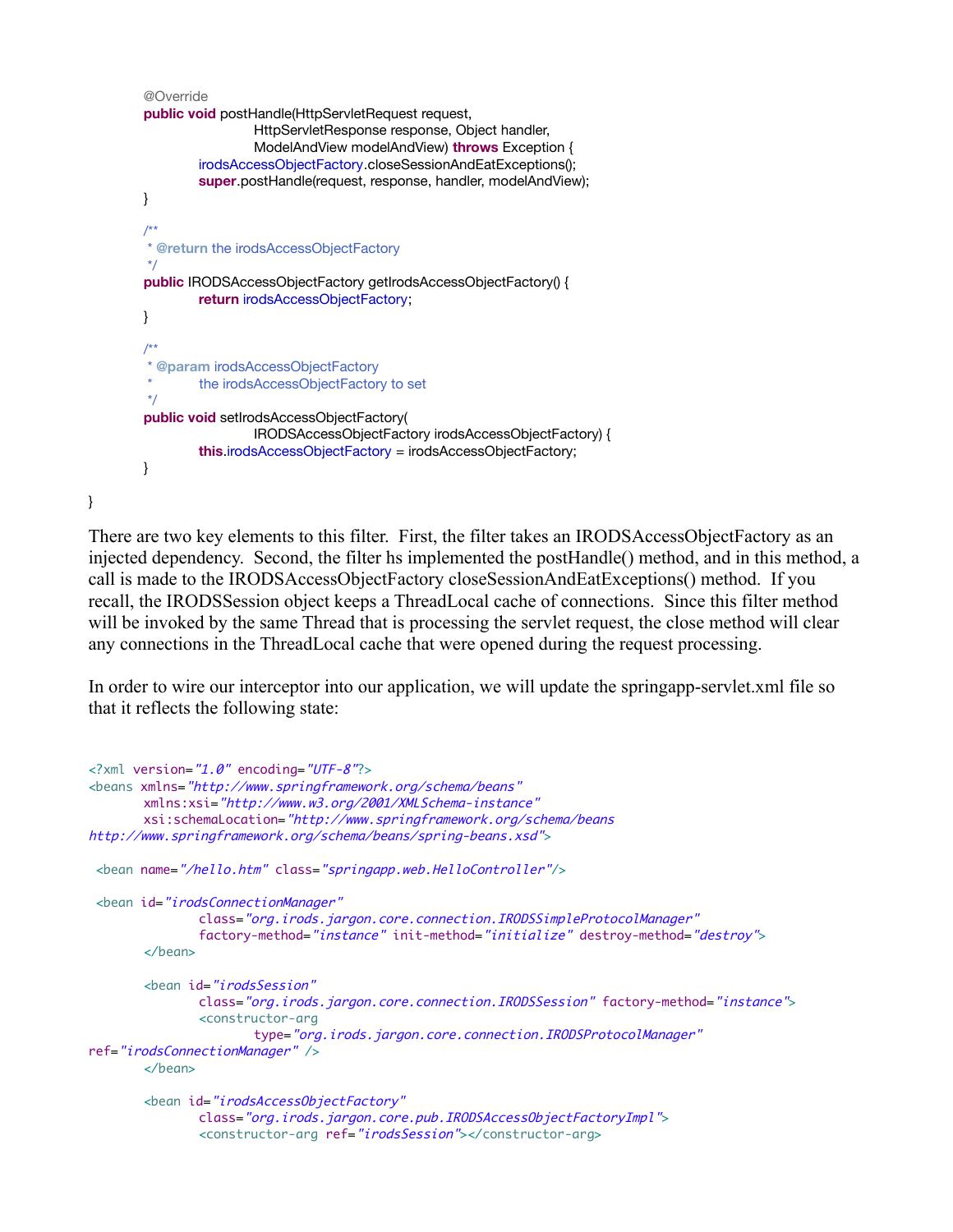```java
	@Override
	public void postHandle(HttpServletRequest request,
			HttpServletResponse response, Object handler,
			ModelAndView modelAndView) throws Exception {
		irodsAccessObjectFactory.closeSessionAndEatExceptions();
		super.postHandle(request, response, handler, modelAndView);
	}

	/**
	 * @return the irodsAccessObjectFactory
	 */
	public IRODSAccessObjectFactory getIrodsAccessObjectFactory() {
		return irodsAccessObjectFactory;
	}

	/**
	 * @param irodsAccessObjectFactory
	 *          the irodsAccessObjectFactory to set
	 */
	public void setIrodsAccessObjectFactory(
			IRODSAccessObjectFactory irodsAccessObjectFactory) {
		this.irodsAccessObjectFactory = irodsAccessObjectFactory;
	}

}
```

There are two key elements to this filter. First, the filter takes an IRODSAccessObjectFactory as an injected dependency. Second, the filter hs implemented the postHandle() method, and in this method, a call is made to the IRODSAccessObjectFactory closeSessionAndEatExceptions() method. If you recall, the IRODSSession object keeps a ThreadLocal cache of connections. Since this filter method will be invoked by the same Thread that is processing the servlet request, the close method will clear any connections in the ThreadLocal cache that were opened during the request processing.

In order to wire our interceptor into our application, we will update the springapp-servlet.xml file so that it reflects the following state:

```xml
<?xml version="1.0" encoding="UTF-8"?>
<beans xmlns="http://www.springframework.org/schema/beans"
       xmlns:xsi="http://www.w3.org/2001/XMLSchema-instance"
       xsi:schemaLocation="http://www.springframework.org/schema/beans
http://www.springframework.org/schema/beans/spring-beans.xsd">

 <bean name="/hello.htm" class="springapp.web.HelloController"/>

 <bean id="irodsConnectionManager"
		class="org.irods.jargon.core.connection.IRODSSimpleProtocolManager"
		factory-method="instance" init-method="initialize" destroy-method="destroy">
	</bean>

	<bean id="irodsSession"
		class="org.irods.jargon.core.connection.IRODSSession" factory-method="instance">
		<constructor-arg
			type="org.irods.jargon.core.connection.IRODSProtocolManager"
ref="irodsConnectionManager" />
	</bean>

	<bean id="irodsAccessObjectFactory"
		class="org.irods.jargon.core.pub.IRODSAccessObjectFactoryImpl">
		<constructor-arg ref="irodsSession"></constructor-arg>
```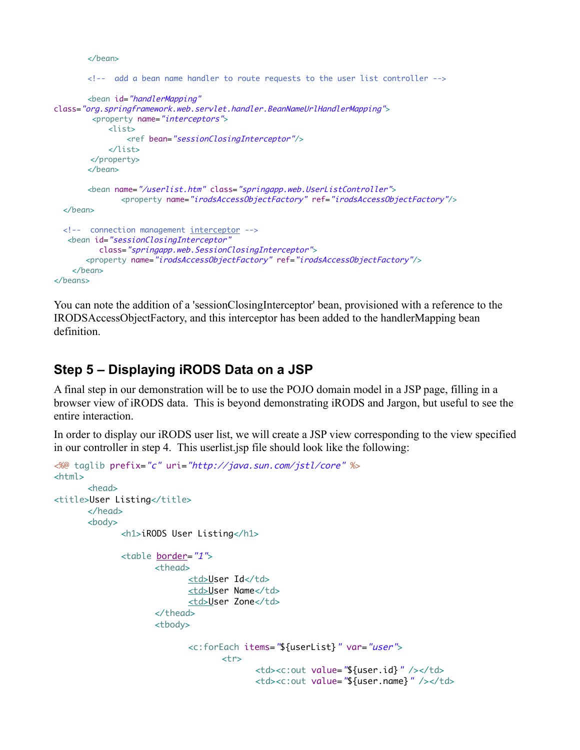```xml
        </bean>

        <!--  add a bean name handler to route requests to the user list controller -->

        <bean id="handlerMapping"
class="org.springframework.web.servlet.handler.BeanNameUrlHandlerMapping">
         <property name="interceptors">
             <list>
                 <ref bean="sessionClosingInterceptor"/>
             </list>
         </property>
        </bean>

        <bean name="/userlist.htm" class="springapp.web.UserListController">
               <property name="irodsAccessObjectFactory" ref="irodsAccessObjectFactory"/>
  </bean>

  <!--  connection management interceptor -->
   <bean id="sessionClosingInterceptor"
          class="springapp.web.SessionClosingInterceptor">
       <property name="irodsAccessObjectFactory" ref="irodsAccessObjectFactory"/>
    </bean>
</beans>
```

You can note the addition of a 'sessionClosingInterceptor' bean, provisioned with a reference to the IRODSAccessObjectFactory, and this interceptor has been added to the handlerMapping bean definition.

## Step 5 – Displaying iRODS Data on a JSP

A final step in our demonstration will be to use the POJO domain model in a JSP page, filling in a browser view of iRODS data. This is beyond demonstrating iRODS and Jargon, but useful to see the entire interaction.

In order to display our iRODS user list, we will create a JSP view corresponding to the view specified in our controller in step 4. This userlist.jsp file should look like the following:

```jsp
<%@ taglib prefix="c" uri="http://java.sun.com/jstl/core" %>
<html>
       <head>
<title>User Listing</title>
       </head>
       <body>
              <h1>iRODS User Listing</h1>

              <table border="1">
                     <thead>
                            <td>User Id</td>
                            <td>User Name</td>
                            <td>User Zone</td>
                     </thead>
                     <tbody>

                            <c:forEach items="${userList}" var="user">
                                   <tr>
                                          <td><c:out value="${user.id}" /></td>
                                          <td><c:out value="${user.name}" /></td>
```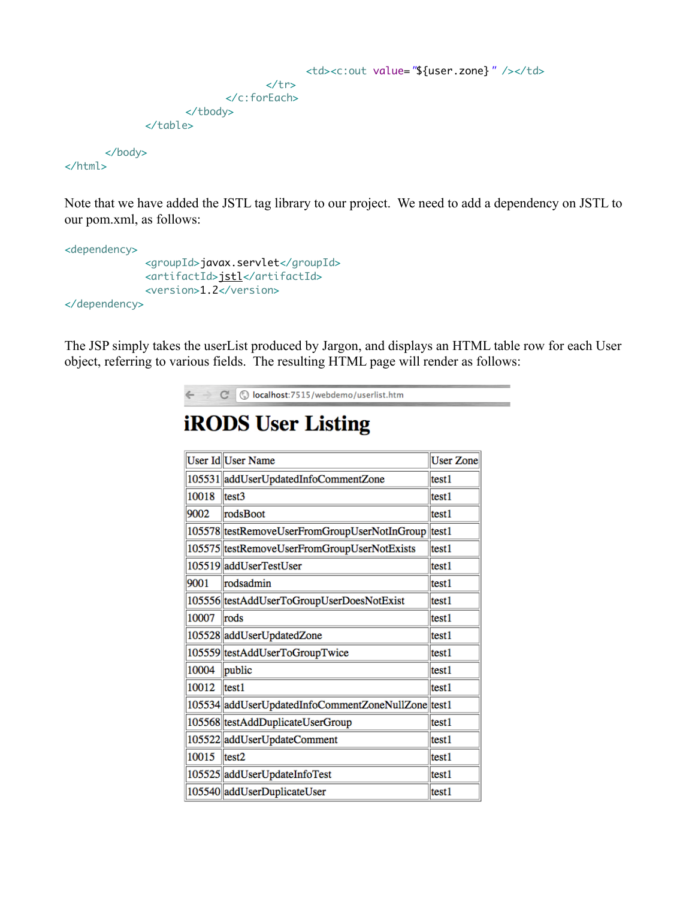```
                                                <td><c:out value="${user.zone}" /></td>
                                        </tr>
                                </c:forEach>
                        </tbody>
                </table>

        </body>
</html>
```

Note that we have added the JSTL tag library to our project. We need to add a dependency on JSTL to our pom.xml, as follows:

```
<dependency>
                <groupId>javax.servlet</groupId>
                <artifactId>jstl</artifactId>
                <version>1.2</version>
</dependency>
```

The JSP simply takes the userList produced by Jargon, and displays an HTML table row for each User object, referring to various fields. The resulting HTML page will render as follows:

localhost:7515/webdemo/userlist.htm

# iRODS User Listing

| User Id | User Name | User Zone |
|---|---|---|
| 105531 | addUserUpdatedInfoCommentZone | test1 |
| 10018 | test3 | test1 |
| 9002 | rodsBoot | test1 |
| 105578 | testRemoveUserFromGroupUserNotInGroup | test1 |
| 105575 | testRemoveUserFromGroupUserNotExists | test1 |
| 105519 | addUserTestUser | test1 |
| 9001 | rodsadmin | test1 |
| 105556 | testAddUserToGroupUserDoesNotExist | test1 |
| 10007 | rods | test1 |
| 105528 | addUserUpdatedZone | test1 |
| 105559 | testAddUserToGroupTwice | test1 |
| 10004 | public | test1 |
| 10012 | test1 | test1 |
| 105534 | addUserUpdatedInfoCommentZoneNullZone | test1 |
| 105568 | testAddDuplicateUserGroup | test1 |
| 105522 | addUserUpdateComment | test1 |
| 10015 | test2 | test1 |
| 105525 | addUserUpdateInfoTest | test1 |
| 105540 | addUserDuplicateUser | test1 |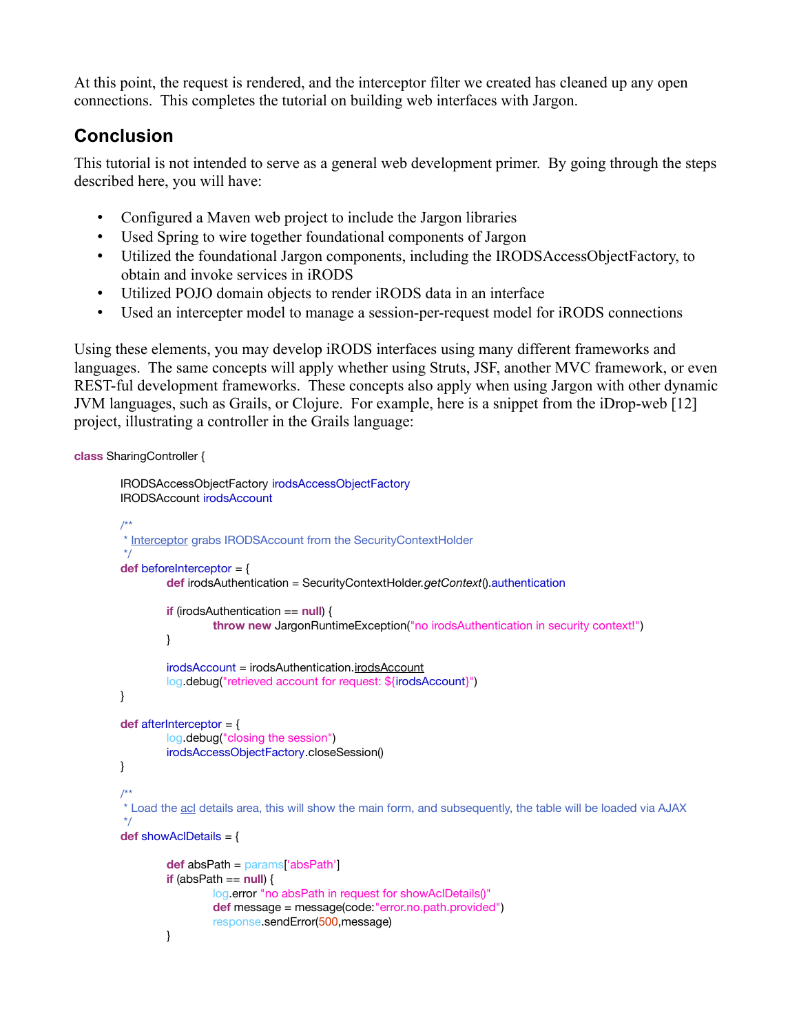At this point, the request is rendered, and the interceptor filter we created has cleaned up any open connections. This completes the tutorial on building web interfaces with Jargon.

## Conclusion

This tutorial is not intended to serve as a general web development primer. By going through the steps described here, you will have:

- Configured a Maven web project to include the Jargon libraries
- Used Spring to wire together foundational components of Jargon
- Utilized the foundational Jargon components, including the IRODSAccessObjectFactory, to obtain and invoke services in iRODS
- Utilized POJO domain objects to render iRODS data in an interface
- Used an intercepter model to manage a session-per-request model for iRODS connections

Using these elements, you may develop iRODS interfaces using many different frameworks and languages. The same concepts will apply whether using Struts, JSF, another MVC framework, or even REST-ful development frameworks. These concepts also apply when using Jargon with other dynamic JVM languages, such as Grails, or Clojure. For example, here is a snippet from the iDrop-web [12] project, illustrating a controller in the Grails language:

```
class SharingController {

	IRODSAccessObjectFactory irodsAccessObjectFactory
	IRODSAccount irodsAccount

	/**
	 * Interceptor grabs IRODSAccount from the SecurityContextHolder
	 */
	def beforeInterceptor = {
		def irodsAuthentication = SecurityContextHolder.getContext().authentication

		if (irodsAuthentication == null) {
			throw new JargonRuntimeException("no irodsAuthentication in security context!")
		}

		irodsAccount = irodsAuthentication.irodsAccount
		log.debug("retrieved account for request: ${irodsAccount}")
	}

	def afterInterceptor = {
		log.debug("closing the session")
		irodsAccessObjectFactory.closeSession()
	}

	/**
	 * Load the acl details area, this will show the main form, and subsequently, the table will be loaded via AJAX
	 */
	def showAclDetails = {

		def absPath = params['absPath']
		if (absPath == null) {
			log.error "no absPath in request for showAclDetails()"
			def message = message(code:"error.no.path.provided")
			response.sendError(500,message)
		}
```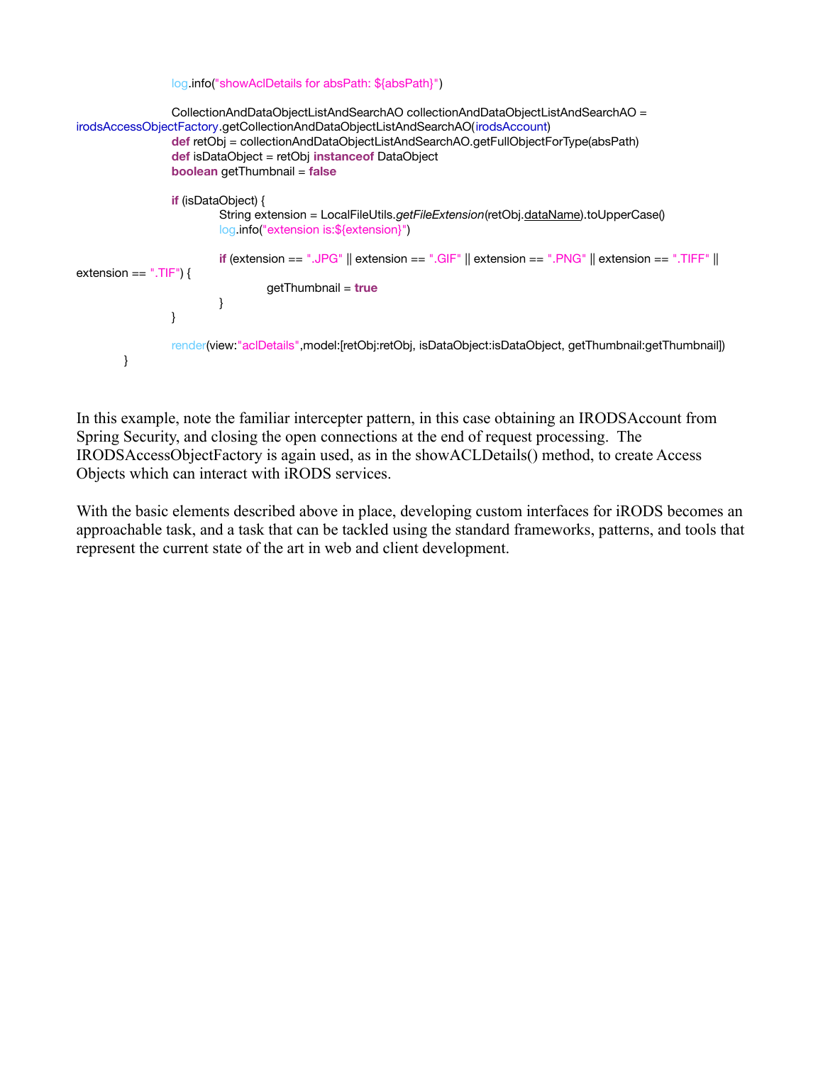```
		log.info("showAclDetails for absPath: ${absPath}")

		CollectionAndDataObjectListAndSearchAO collectionAndDataObjectListAndSearchAO = 
irodsAccessObjectFactory.getCollectionAndDataObjectListAndSearchAO(irodsAccount)
		def retObj = collectionAndDataObjectListAndSearchAO.getFullObjectForType(absPath)
		def isDataObject = retObj instanceof DataObject
		boolean getThumbnail = false

		if (isDataObject) {
			String extension = LocalFileUtils.getFileExtension(retObj.dataName).toUpperCase()
			log.info("extension is:${extension}")

			if (extension == ".JPG" || extension == ".GIF" || extension == ".PNG" || extension == ".TIFF" || 
extension == ".TIF") {
				getThumbnail = true
			}
		}

		render(view:"aclDetails",model:[retObj:retObj, isDataObject:isDataObject, getThumbnail:getThumbnail])
	}
```

In this example, note the familiar intercepter pattern, in this case obtaining an IRODSAccount from Spring Security, and closing the open connections at the end of request processing. The IRODSAccessObjectFactory is again used, as in the showACLDetails() method, to create Access Objects which can interact with iRODS services.

With the basic elements described above in place, developing custom interfaces for iRODS becomes an approachable task, and a task that can be tackled using the standard frameworks, patterns, and tools that represent the current state of the art in web and client development.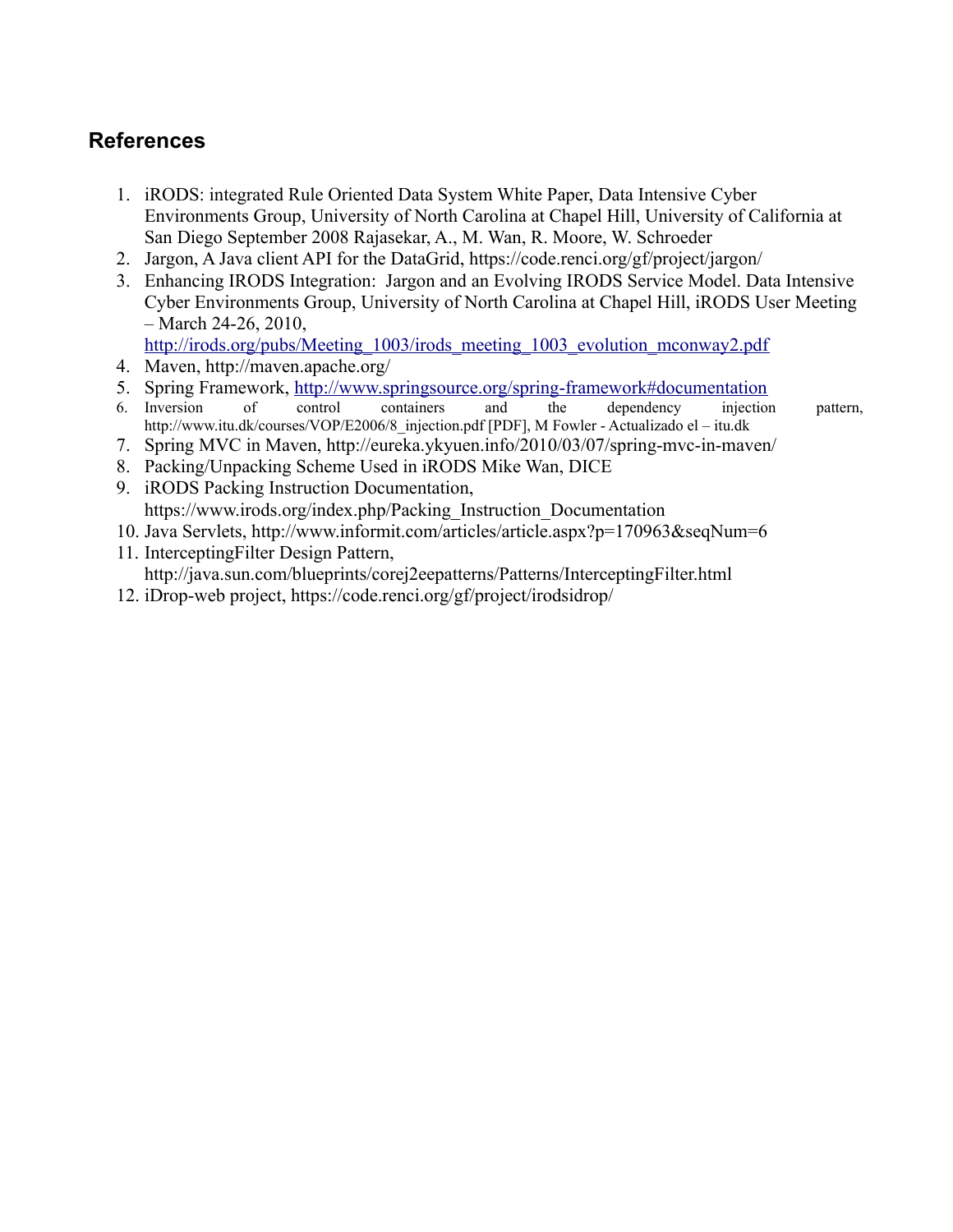## References

1. iRODS: integrated Rule Oriented Data System White Paper, Data Intensive Cyber Environments Group, University of North Carolina at Chapel Hill, University of California at San Diego September 2008 Rajasekar, A., M. Wan, R. Moore, W. Schroeder
2. Jargon, A Java client API for the DataGrid, https://code.renci.org/gf/project/jargon/
3. Enhancing IRODS Integration: Jargon and an Evolving IRODS Service Model. Data Intensive Cyber Environments Group, University of North Carolina at Chapel Hill, iRODS User Meeting – March 24-26, 2010, http://irods.org/pubs/Meeting_1003/irods_meeting_1003_evolution_mconway2.pdf
4. Maven, http://maven.apache.org/
5. Spring Framework, http://www.springsource.org/spring-framework#documentation
6. Inversion of control containers and the dependency injection pattern, http://www.itu.dk/courses/VOP/E2006/8_injection.pdf [PDF], M Fowler - Actualizado el – itu.dk
7. Spring MVC in Maven, http://eureka.ykyuen.info/2010/03/07/spring-mvc-in-maven/
8. Packing/Unpacking Scheme Used in iRODS Mike Wan, DICE
9. iRODS Packing Instruction Documentation, https://www.irods.org/index.php/Packing_Instruction_Documentation
10. Java Servlets, http://www.informit.com/articles/article.aspx?p=170963&seqNum=6
11. InterceptingFilter Design Pattern, http://java.sun.com/blueprints/corej2eepatterns/Patterns/InterceptingFilter.html
12. iDrop-web project, https://code.renci.org/gf/project/irodsidrop/